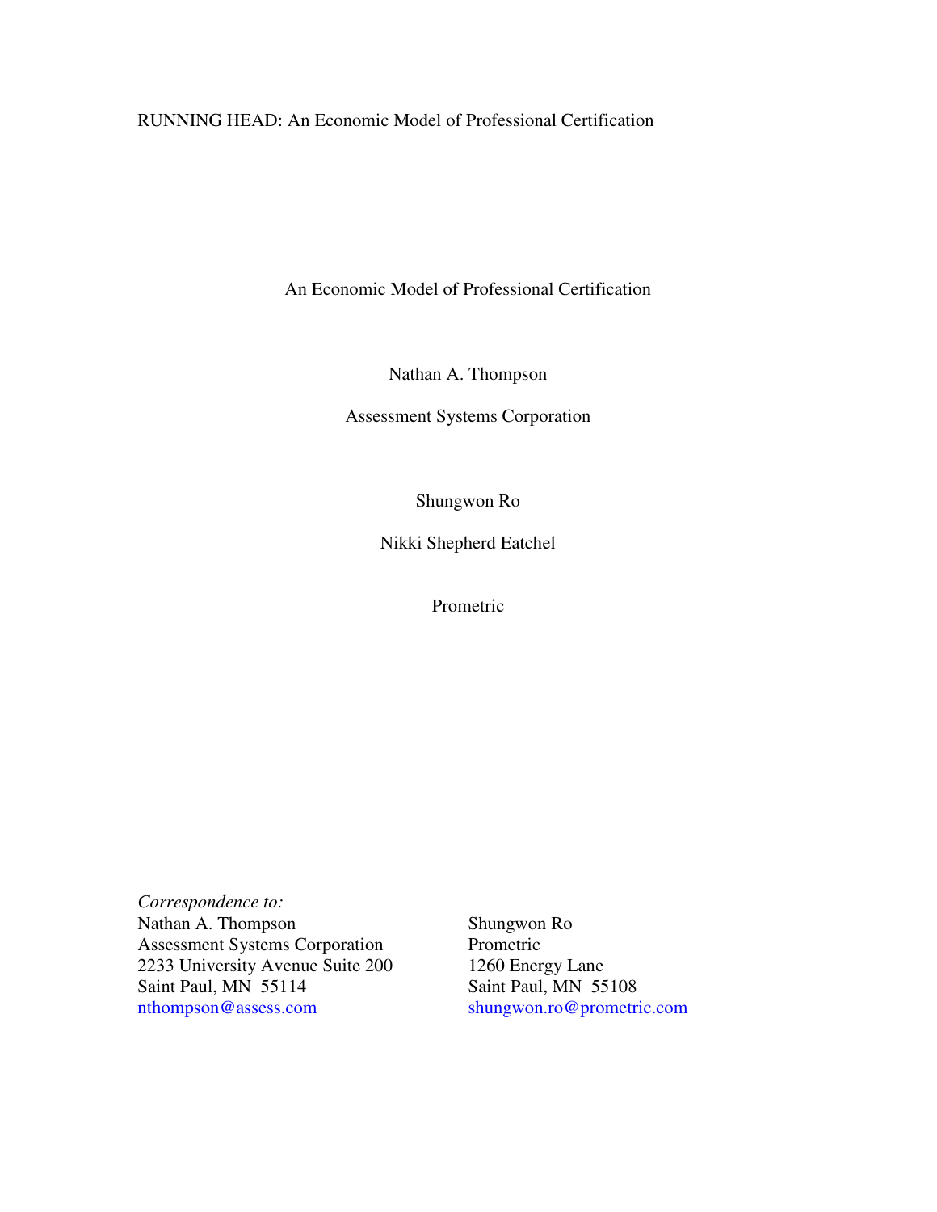RUNNING HEAD: An Economic Model of Professional Certification

# An Economic Model of Professional Certification

Nathan A. Thompson

Assessment Systems Corporation

Shungwon Ro

Nikki Shepherd Eatchel

Prometric

*Correspondence to:*

Nathan A. Thompson
Assessment Systems Corporation
2233 University Avenue Suite 200
Saint Paul, MN 55114
nthompson@assess.com

Shungwon Ro
Prometric
1260 Energy Lane
Saint Paul, MN 55108
shungwon.ro@prometric.com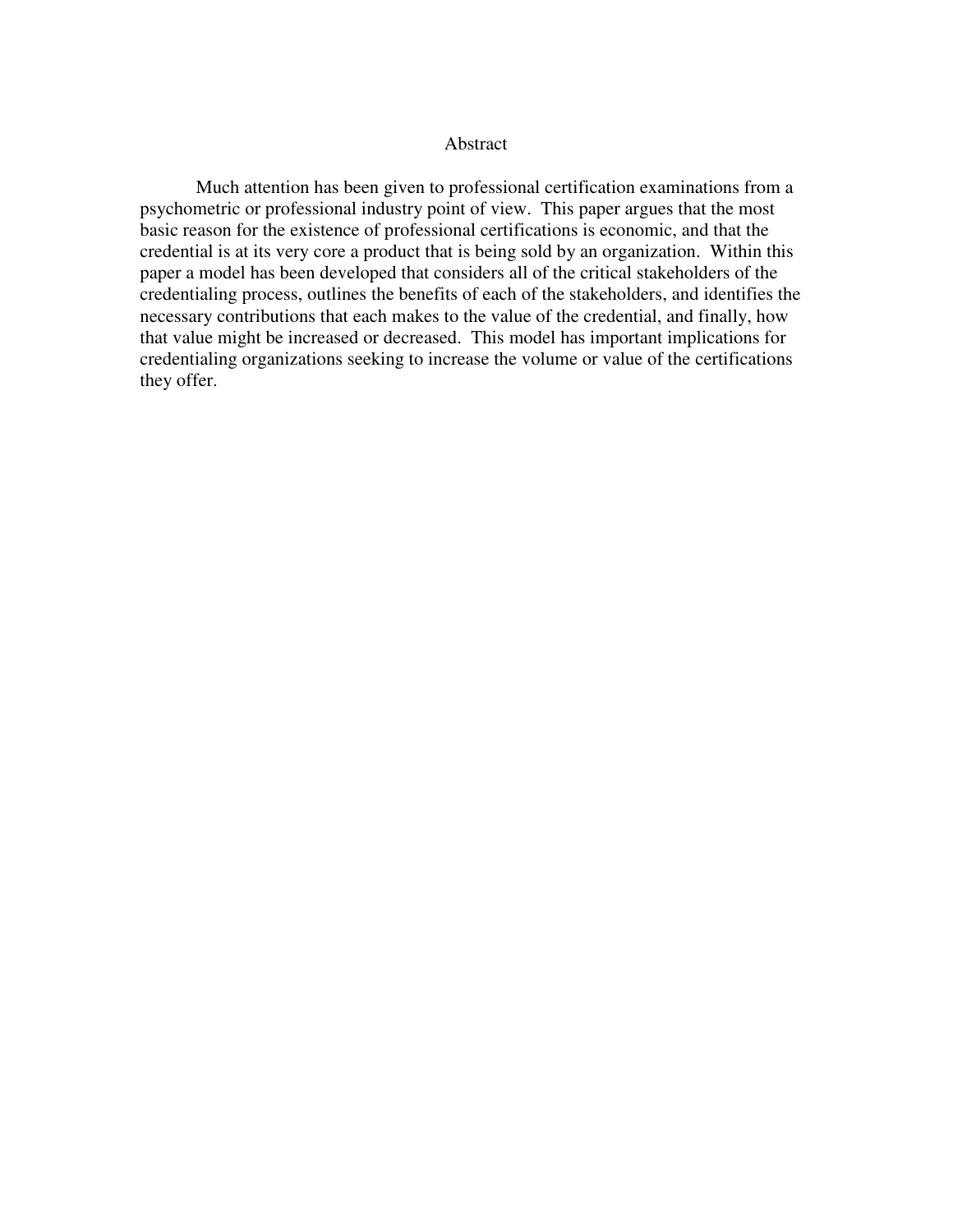# Abstract

Much attention has been given to professional certification examinations from a psychometric or professional industry point of view. This paper argues that the most basic reason for the existence of professional certifications is economic, and that the credential is at its very core a product that is being sold by an organization. Within this paper a model has been developed that considers all of the critical stakeholders of the credentialing process, outlines the benefits of each of the stakeholders, and identifies the necessary contributions that each makes to the value of the credential, and finally, how that value might be increased or decreased. This model has important implications for credentialing organizations seeking to increase the volume or value of the certifications they offer.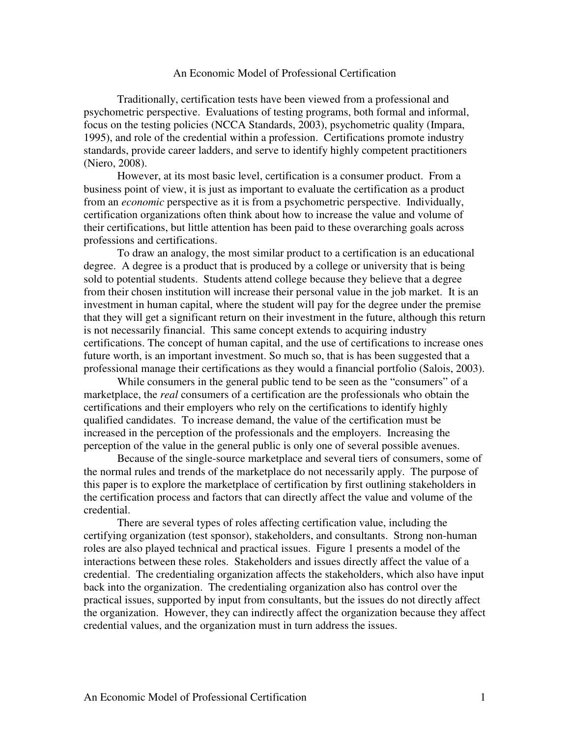# An Economic Model of Professional Certification

Traditionally, certification tests have been viewed from a professional and psychometric perspective. Evaluations of testing programs, both formal and informal, focus on the testing policies (NCCA Standards, 2003), psychometric quality (Impara, 1995), and role of the credential within a profession. Certifications promote industry standards, provide career ladders, and serve to identify highly competent practitioners (Niero, 2008).

However, at its most basic level, certification is a consumer product. From a business point of view, it is just as important to evaluate the certification as a product from an *economic* perspective as it is from a psychometric perspective. Individually, certification organizations often think about how to increase the value and volume of their certifications, but little attention has been paid to these overarching goals across professions and certifications.

To draw an analogy, the most similar product to a certification is an educational degree. A degree is a product that is produced by a college or university that is being sold to potential students. Students attend college because they believe that a degree from their chosen institution will increase their personal value in the job market. It is an investment in human capital, where the student will pay for the degree under the premise that they will get a significant return on their investment in the future, although this return is not necessarily financial. This same concept extends to acquiring industry certifications. The concept of human capital, and the use of certifications to increase ones future worth, is an important investment. So much so, that is has been suggested that a professional manage their certifications as they would a financial portfolio (Salois, 2003).

While consumers in the general public tend to be seen as the "consumers" of a marketplace, the *real* consumers of a certification are the professionals who obtain the certifications and their employers who rely on the certifications to identify highly qualified candidates. To increase demand, the value of the certification must be increased in the perception of the professionals and the employers. Increasing the perception of the value in the general public is only one of several possible avenues.

Because of the single-source marketplace and several tiers of consumers, some of the normal rules and trends of the marketplace do not necessarily apply. The purpose of this paper is to explore the marketplace of certification by first outlining stakeholders in the certification process and factors that can directly affect the value and volume of the credential.

There are several types of roles affecting certification value, including the certifying organization (test sponsor), stakeholders, and consultants. Strong non-human roles are also played technical and practical issues. Figure 1 presents a model of the interactions between these roles. Stakeholders and issues directly affect the value of a credential. The credentialing organization affects the stakeholders, which also have input back into the organization. The credentialing organization also has control over the practical issues, supported by input from consultants, but the issues do not directly affect the organization. However, they can indirectly affect the organization because they affect credential values, and the organization must in turn address the issues.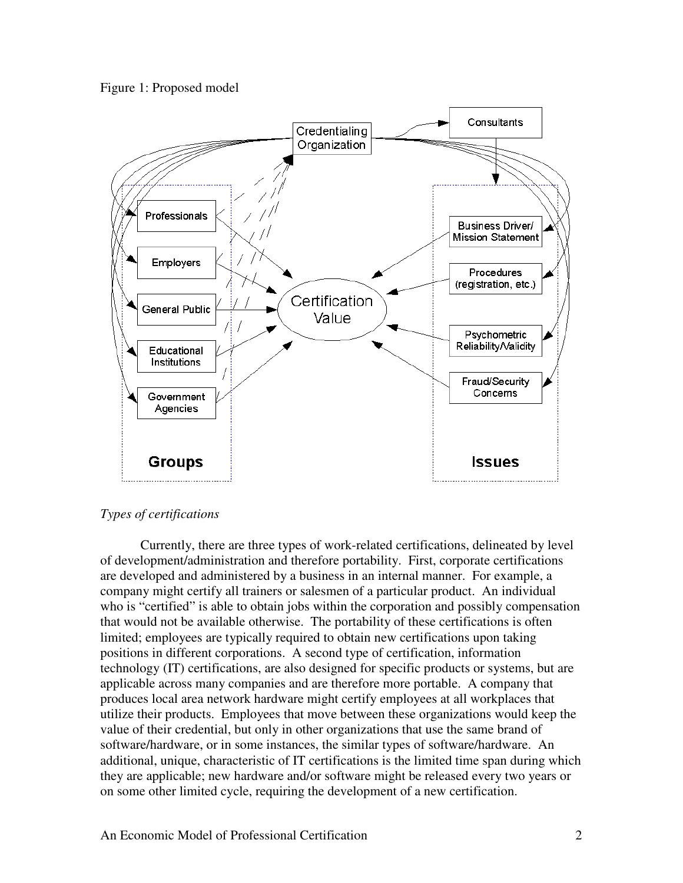Figure 1: Proposed model

*Types of certifications*

Currently, there are three types of work-related certifications, delineated by level of development/administration and therefore portability. First, corporate certifications are developed and administered by a business in an internal manner. For example, a company might certify all trainers or salesmen of a particular product. An individual who is "certified" is able to obtain jobs within the corporation and possibly compensation that would not be available otherwise. The portability of these certifications is often limited; employees are typically required to obtain new certifications upon taking positions in different corporations. A second type of certification, information technology (IT) certifications, are also designed for specific products or systems, but are applicable across many companies and are therefore more portable. A company that produces local area network hardware might certify employees at all workplaces that utilize their products. Employees that move between these organizations would keep the value of their credential, but only in other organizations that use the same brand of software/hardware, or in some instances, the similar types of software/hardware. An additional, unique, characteristic of IT certifications is the limited time span during which they are applicable; new hardware and/or software might be released every two years or on some other limited cycle, requiring the development of a new certification.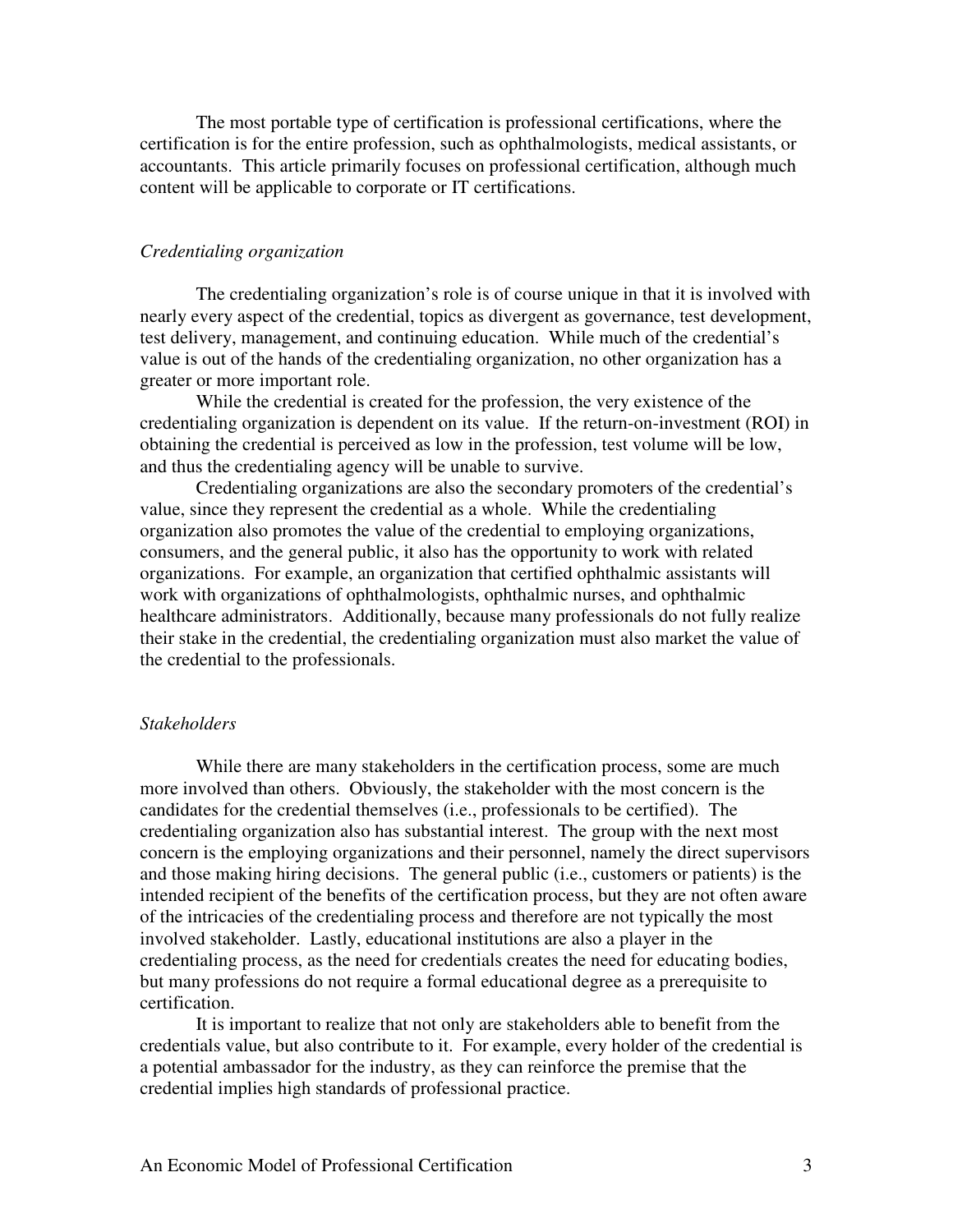The most portable type of certification is professional certifications, where the certification is for the entire profession, such as ophthalmologists, medical assistants, or accountants. This article primarily focuses on professional certification, although much content will be applicable to corporate or IT certifications.

*Credentialing organization*

The credentialing organization's role is of course unique in that it is involved with nearly every aspect of the credential, topics as divergent as governance, test development, test delivery, management, and continuing education. While much of the credential's value is out of the hands of the credentialing organization, no other organization has a greater or more important role.

While the credential is created for the profession, the very existence of the credentialing organization is dependent on its value. If the return-on-investment (ROI) in obtaining the credential is perceived as low in the profession, test volume will be low, and thus the credentialing agency will be unable to survive.

Credentialing organizations are also the secondary promoters of the credential's value, since they represent the credential as a whole. While the credentialing organization also promotes the value of the credential to employing organizations, consumers, and the general public, it also has the opportunity to work with related organizations. For example, an organization that certified ophthalmic assistants will work with organizations of ophthalmologists, ophthalmic nurses, and ophthalmic healthcare administrators. Additionally, because many professionals do not fully realize their stake in the credential, the credentialing organization must also market the value of the credential to the professionals.

*Stakeholders*

While there are many stakeholders in the certification process, some are much more involved than others. Obviously, the stakeholder with the most concern is the candidates for the credential themselves (i.e., professionals to be certified). The credentialing organization also has substantial interest. The group with the next most concern is the employing organizations and their personnel, namely the direct supervisors and those making hiring decisions. The general public (i.e., customers or patients) is the intended recipient of the benefits of the certification process, but they are not often aware of the intricacies of the credentialing process and therefore are not typically the most involved stakeholder. Lastly, educational institutions are also a player in the credentialing process, as the need for credentials creates the need for educating bodies, but many professions do not require a formal educational degree as a prerequisite to certification.

It is important to realize that not only are stakeholders able to benefit from the credentials value, but also contribute to it. For example, every holder of the credential is a potential ambassador for the industry, as they can reinforce the premise that the credential implies high standards of professional practice.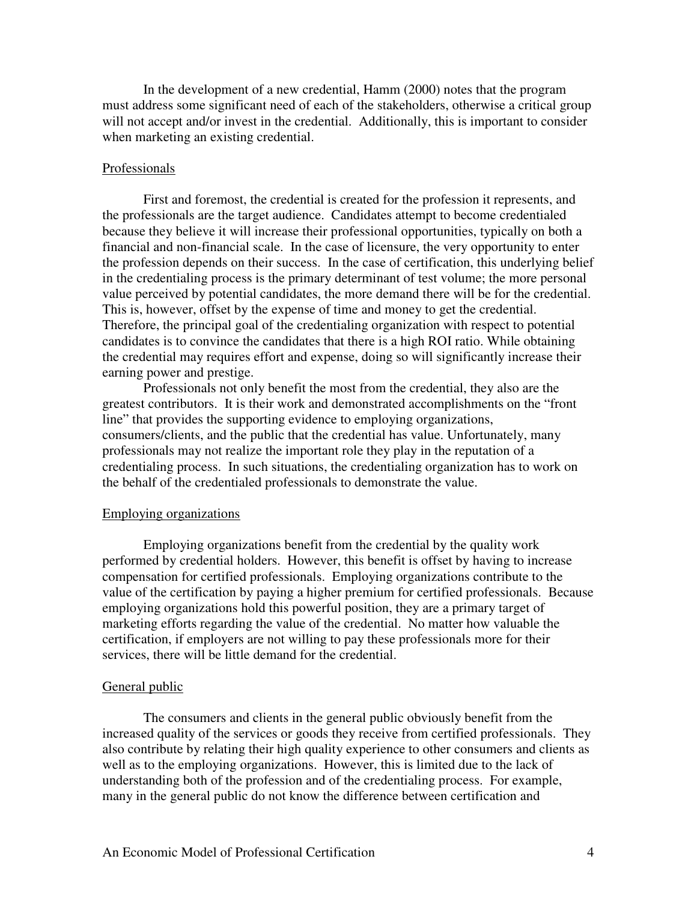In the development of a new credential, Hamm (2000) notes that the program must address some significant need of each of the stakeholders, otherwise a critical group will not accept and/or invest in the credential. Additionally, this is important to consider when marketing an existing credential.

### Professionals

First and foremost, the credential is created for the profession it represents, and the professionals are the target audience. Candidates attempt to become credentialed because they believe it will increase their professional opportunities, typically on both a financial and non-financial scale. In the case of licensure, the very opportunity to enter the profession depends on their success. In the case of certification, this underlying belief in the credentialing process is the primary determinant of test volume; the more personal value perceived by potential candidates, the more demand there will be for the credential. This is, however, offset by the expense of time and money to get the credential. Therefore, the principal goal of the credentialing organization with respect to potential candidates is to convince the candidates that there is a high ROI ratio. While obtaining the credential may requires effort and expense, doing so will significantly increase their earning power and prestige.

Professionals not only benefit the most from the credential, they also are the greatest contributors. It is their work and demonstrated accomplishments on the "front line" that provides the supporting evidence to employing organizations, consumers/clients, and the public that the credential has value. Unfortunately, many professionals may not realize the important role they play in the reputation of a credentialing process. In such situations, the credentialing organization has to work on the behalf of the credentialed professionals to demonstrate the value.

### Employing organizations

Employing organizations benefit from the credential by the quality work performed by credential holders. However, this benefit is offset by having to increase compensation for certified professionals. Employing organizations contribute to the value of the certification by paying a higher premium for certified professionals. Because employing organizations hold this powerful position, they are a primary target of marketing efforts regarding the value of the credential. No matter how valuable the certification, if employers are not willing to pay these professionals more for their services, there will be little demand for the credential.

### General public

The consumers and clients in the general public obviously benefit from the increased quality of the services or goods they receive from certified professionals. They also contribute by relating their high quality experience to other consumers and clients as well as to the employing organizations. However, this is limited due to the lack of understanding both of the profession and of the credentialing process. For example, many in the general public do not know the difference between certification and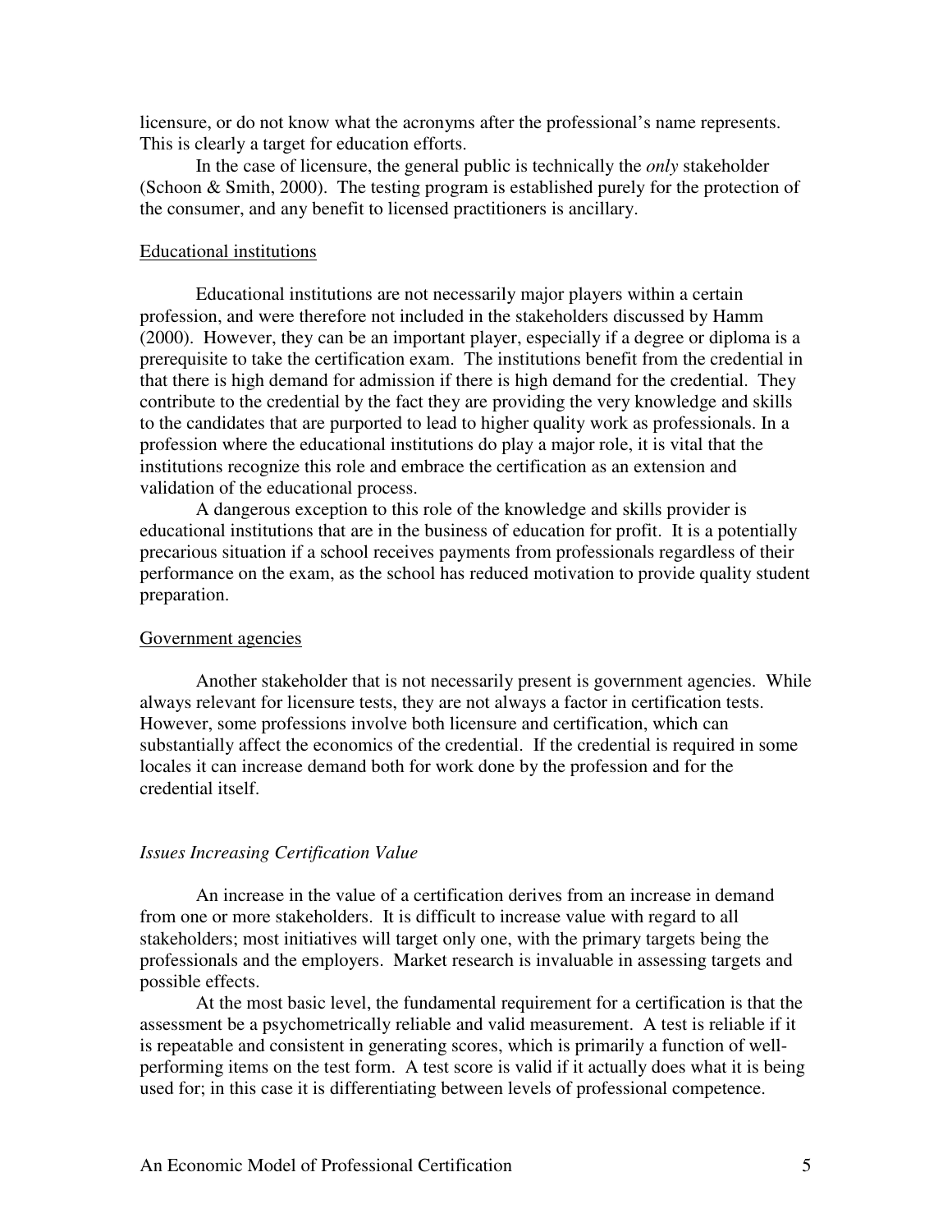licensure, or do not know what the acronyms after the professional's name represents. This is clearly a target for education efforts.

In the case of licensure, the general public is technically the *only* stakeholder (Schoon & Smith, 2000). The testing program is established purely for the protection of the consumer, and any benefit to licensed practitioners is ancillary.

### Educational institutions

Educational institutions are not necessarily major players within a certain profession, and were therefore not included in the stakeholders discussed by Hamm (2000). However, they can be an important player, especially if a degree or diploma is a prerequisite to take the certification exam. The institutions benefit from the credential in that there is high demand for admission if there is high demand for the credential. They contribute to the credential by the fact they are providing the very knowledge and skills to the candidates that are purported to lead to higher quality work as professionals. In a profession where the educational institutions do play a major role, it is vital that the institutions recognize this role and embrace the certification as an extension and validation of the educational process.

A dangerous exception to this role of the knowledge and skills provider is educational institutions that are in the business of education for profit. It is a potentially precarious situation if a school receives payments from professionals regardless of their performance on the exam, as the school has reduced motivation to provide quality student preparation.

### Government agencies

Another stakeholder that is not necessarily present is government agencies. While always relevant for licensure tests, they are not always a factor in certification tests. However, some professions involve both licensure and certification, which can substantially affect the economics of the credential. If the credential is required in some locales it can increase demand both for work done by the profession and for the credential itself.

## *Issues Increasing Certification Value*

An increase in the value of a certification derives from an increase in demand from one or more stakeholders. It is difficult to increase value with regard to all stakeholders; most initiatives will target only one, with the primary targets being the professionals and the employers. Market research is invaluable in assessing targets and possible effects.

At the most basic level, the fundamental requirement for a certification is that the assessment be a psychometrically reliable and valid measurement. A test is reliable if it is repeatable and consistent in generating scores, which is primarily a function of well-performing items on the test form. A test score is valid if it actually does what it is being used for; in this case it is differentiating between levels of professional competence.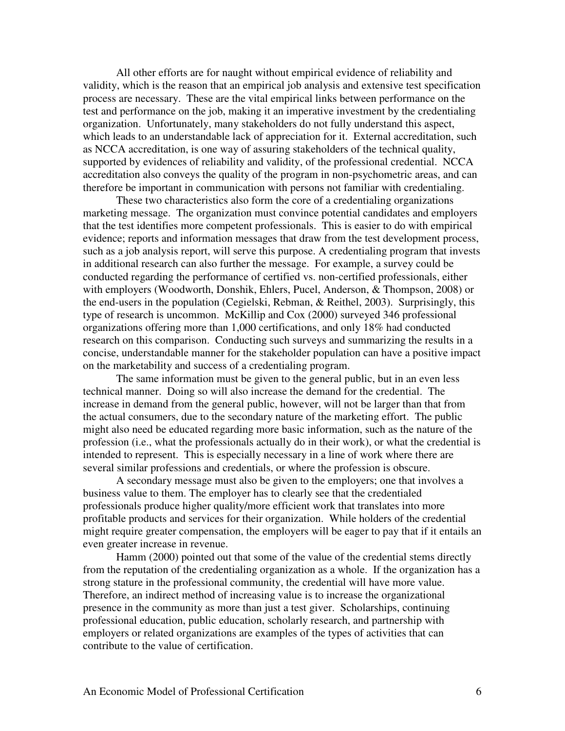All other efforts are for naught without empirical evidence of reliability and validity, which is the reason that an empirical job analysis and extensive test specification process are necessary. These are the vital empirical links between performance on the test and performance on the job, making it an imperative investment by the credentialing organization. Unfortunately, many stakeholders do not fully understand this aspect, which leads to an understandable lack of appreciation for it. External accreditation, such as NCCA accreditation, is one way of assuring stakeholders of the technical quality, supported by evidences of reliability and validity, of the professional credential. NCCA accreditation also conveys the quality of the program in non-psychometric areas, and can therefore be important in communication with persons not familiar with credentialing.

These two characteristics also form the core of a credentialing organizations marketing message. The organization must convince potential candidates and employers that the test identifies more competent professionals. This is easier to do with empirical evidence; reports and information messages that draw from the test development process, such as a job analysis report, will serve this purpose. A credentialing program that invests in additional research can also further the message. For example, a survey could be conducted regarding the performance of certified vs. non-certified professionals, either with employers (Woodworth, Donshik, Ehlers, Pucel, Anderson, & Thompson, 2008) or the end-users in the population (Cegielski, Rebman, & Reithel, 2003). Surprisingly, this type of research is uncommon. McKillip and Cox (2000) surveyed 346 professional organizations offering more than 1,000 certifications, and only 18% had conducted research on this comparison. Conducting such surveys and summarizing the results in a concise, understandable manner for the stakeholder population can have a positive impact on the marketability and success of a credentialing program.

The same information must be given to the general public, but in an even less technical manner. Doing so will also increase the demand for the credential. The increase in demand from the general public, however, will not be larger than that from the actual consumers, due to the secondary nature of the marketing effort. The public might also need be educated regarding more basic information, such as the nature of the profession (i.e., what the professionals actually do in their work), or what the credential is intended to represent. This is especially necessary in a line of work where there are several similar professions and credentials, or where the profession is obscure.

A secondary message must also be given to the employers; one that involves a business value to them. The employer has to clearly see that the credentialed professionals produce higher quality/more efficient work that translates into more profitable products and services for their organization. While holders of the credential might require greater compensation, the employers will be eager to pay that if it entails an even greater increase in revenue.

Hamm (2000) pointed out that some of the value of the credential stems directly from the reputation of the credentialing organization as a whole. If the organization has a strong stature in the professional community, the credential will have more value. Therefore, an indirect method of increasing value is to increase the organizational presence in the community as more than just a test giver. Scholarships, continuing professional education, public education, scholarly research, and partnership with employers or related organizations are examples of the types of activities that can contribute to the value of certification.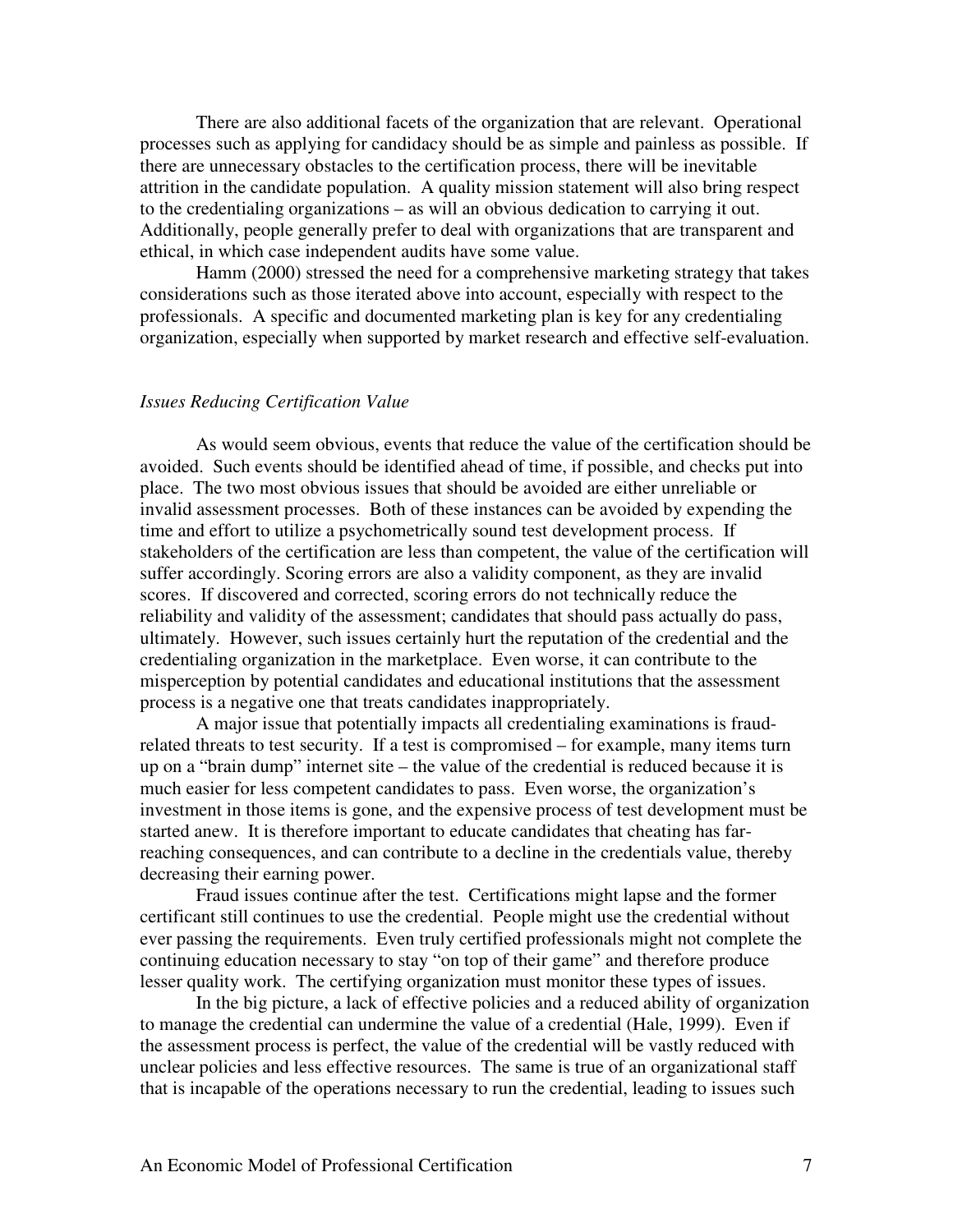There are also additional facets of the organization that are relevant. Operational processes such as applying for candidacy should be as simple and painless as possible. If there are unnecessary obstacles to the certification process, there will be inevitable attrition in the candidate population. A quality mission statement will also bring respect to the credentialing organizations – as will an obvious dedication to carrying it out. Additionally, people generally prefer to deal with organizations that are transparent and ethical, in which case independent audits have some value.

Hamm (2000) stressed the need for a comprehensive marketing strategy that takes considerations such as those iterated above into account, especially with respect to the professionals. A specific and documented marketing plan is key for any credentialing organization, especially when supported by market research and effective self-evaluation.

*Issues Reducing Certification Value*

As would seem obvious, events that reduce the value of the certification should be avoided. Such events should be identified ahead of time, if possible, and checks put into place. The two most obvious issues that should be avoided are either unreliable or invalid assessment processes. Both of these instances can be avoided by expending the time and effort to utilize a psychometrically sound test development process. If stakeholders of the certification are less than competent, the value of the certification will suffer accordingly. Scoring errors are also a validity component, as they are invalid scores. If discovered and corrected, scoring errors do not technically reduce the reliability and validity of the assessment; candidates that should pass actually do pass, ultimately. However, such issues certainly hurt the reputation of the credential and the credentialing organization in the marketplace. Even worse, it can contribute to the misperception by potential candidates and educational institutions that the assessment process is a negative one that treats candidates inappropriately.

A major issue that potentially impacts all credentialing examinations is fraud-related threats to test security. If a test is compromised – for example, many items turn up on a "brain dump" internet site – the value of the credential is reduced because it is much easier for less competent candidates to pass. Even worse, the organization's investment in those items is gone, and the expensive process of test development must be started anew. It is therefore important to educate candidates that cheating has far-reaching consequences, and can contribute to a decline in the credentials value, thereby decreasing their earning power.

Fraud issues continue after the test. Certifications might lapse and the former certificant still continues to use the credential. People might use the credential without ever passing the requirements. Even truly certified professionals might not complete the continuing education necessary to stay "on top of their game" and therefore produce lesser quality work. The certifying organization must monitor these types of issues.

In the big picture, a lack of effective policies and a reduced ability of organization to manage the credential can undermine the value of a credential (Hale, 1999). Even if the assessment process is perfect, the value of the credential will be vastly reduced with unclear policies and less effective resources. The same is true of an organizational staff that is incapable of the operations necessary to run the credential, leading to issues such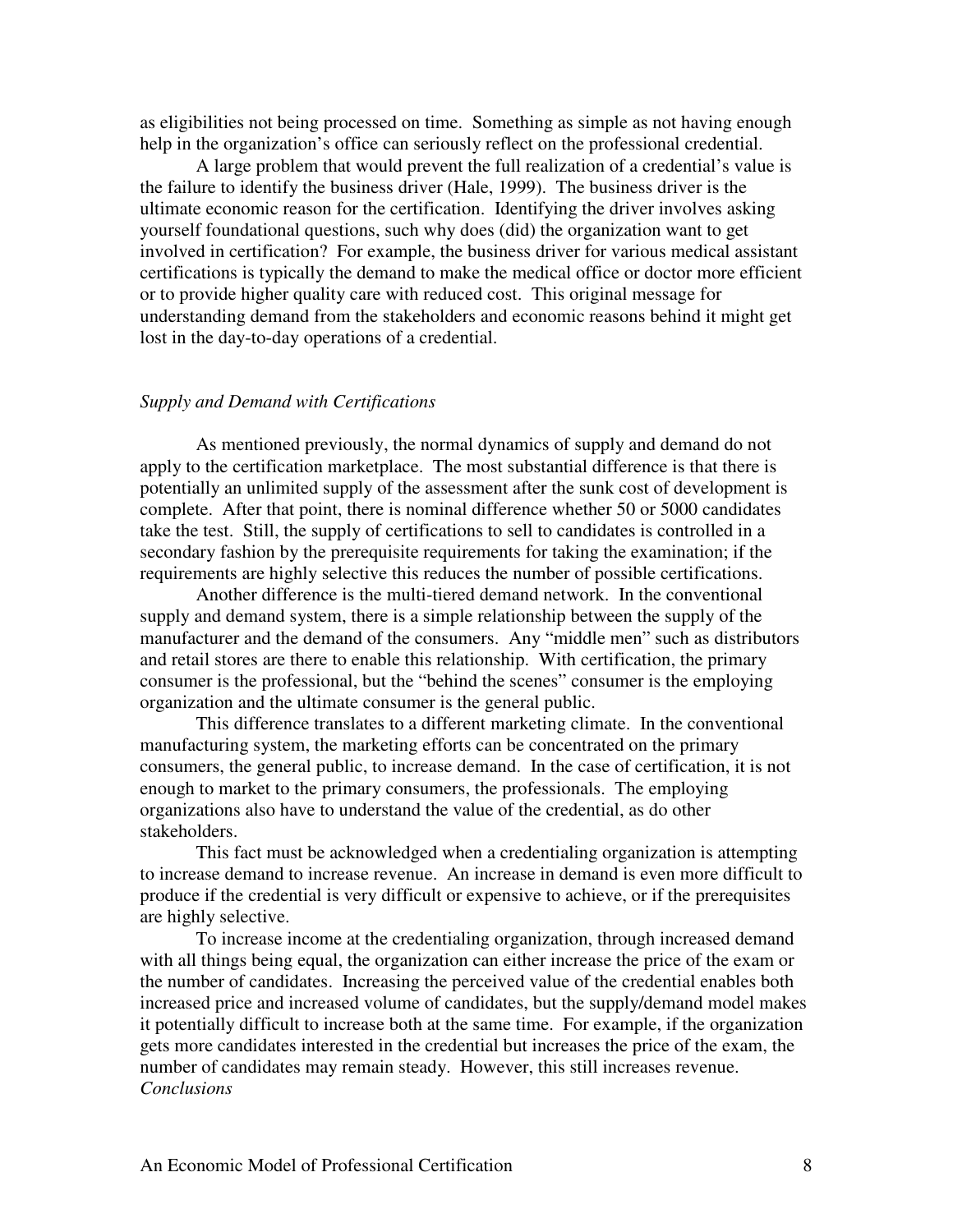as eligibilities not being processed on time. Something as simple as not having enough help in the organization's office can seriously reflect on the professional credential.

A large problem that would prevent the full realization of a credential's value is the failure to identify the business driver (Hale, 1999). The business driver is the ultimate economic reason for the certification. Identifying the driver involves asking yourself foundational questions, such why does (did) the organization want to get involved in certification? For example, the business driver for various medical assistant certifications is typically the demand to make the medical office or doctor more efficient or to provide higher quality care with reduced cost. This original message for understanding demand from the stakeholders and economic reasons behind it might get lost in the day-to-day operations of a credential.

### *Supply and Demand with Certifications*

As mentioned previously, the normal dynamics of supply and demand do not apply to the certification marketplace. The most substantial difference is that there is potentially an unlimited supply of the assessment after the sunk cost of development is complete. After that point, there is nominal difference whether 50 or 5000 candidates take the test. Still, the supply of certifications to sell to candidates is controlled in a secondary fashion by the prerequisite requirements for taking the examination; if the requirements are highly selective this reduces the number of possible certifications.

Another difference is the multi-tiered demand network. In the conventional supply and demand system, there is a simple relationship between the supply of the manufacturer and the demand of the consumers. Any "middle men" such as distributors and retail stores are there to enable this relationship. With certification, the primary consumer is the professional, but the "behind the scenes" consumer is the employing organization and the ultimate consumer is the general public.

This difference translates to a different marketing climate. In the conventional manufacturing system, the marketing efforts can be concentrated on the primary consumers, the general public, to increase demand. In the case of certification, it is not enough to market to the primary consumers, the professionals. The employing organizations also have to understand the value of the credential, as do other stakeholders.

This fact must be acknowledged when a credentialing organization is attempting to increase demand to increase revenue. An increase in demand is even more difficult to produce if the credential is very difficult or expensive to achieve, or if the prerequisites are highly selective.

To increase income at the credentialing organization, through increased demand with all things being equal, the organization can either increase the price of the exam or the number of candidates. Increasing the perceived value of the credential enables both increased price and increased volume of candidates, but the supply/demand model makes it potentially difficult to increase both at the same time. For example, if the organization gets more candidates interested in the credential but increases the price of the exam, the number of candidates may remain steady. However, this still increases revenue.

### *Conclusions*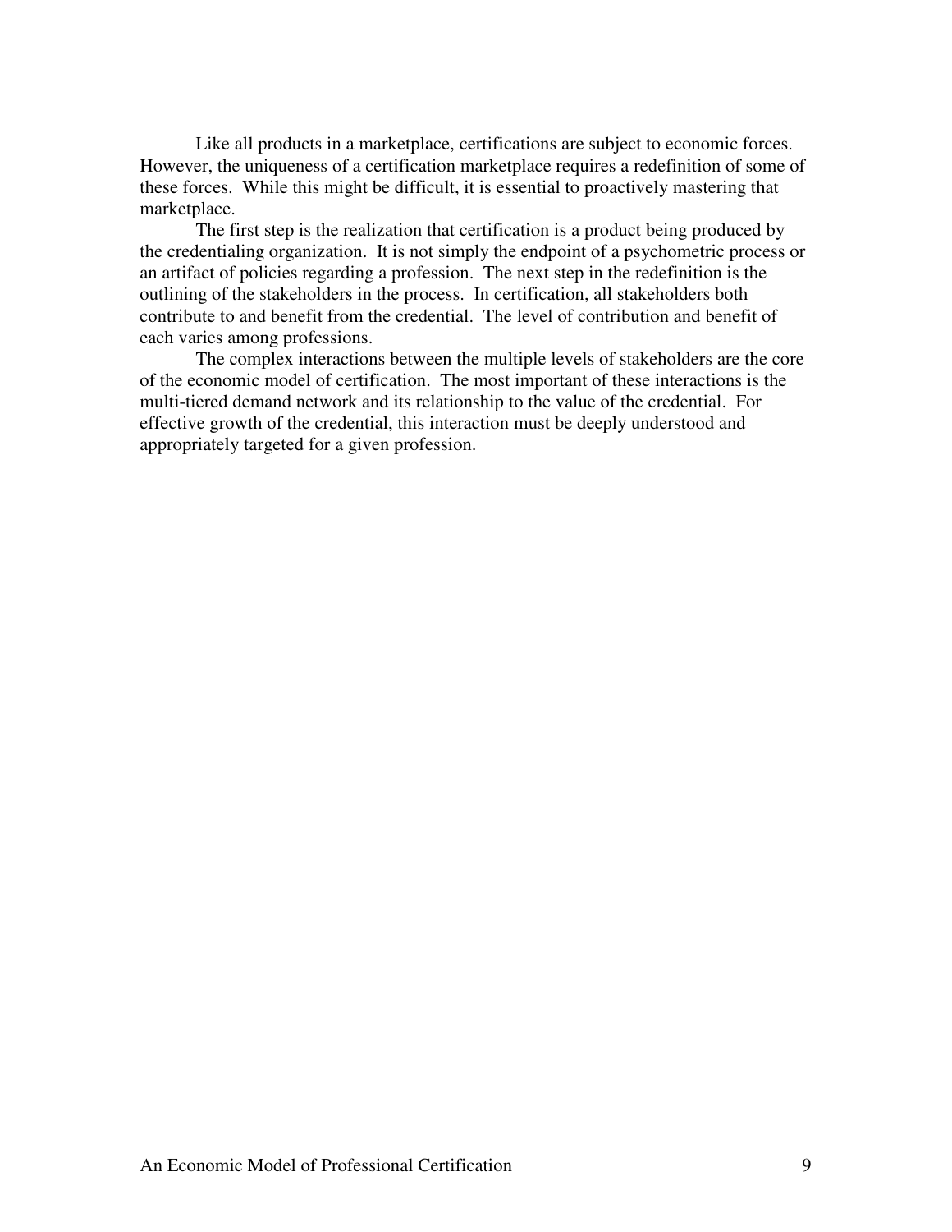Like all products in a marketplace, certifications are subject to economic forces. However, the uniqueness of a certification marketplace requires a redefinition of some of these forces. While this might be difficult, it is essential to proactively mastering that marketplace.

The first step is the realization that certification is a product being produced by the credentialing organization. It is not simply the endpoint of a psychometric process or an artifact of policies regarding a profession. The next step in the redefinition is the outlining of the stakeholders in the process. In certification, all stakeholders both contribute to and benefit from the credential. The level of contribution and benefit of each varies among professions.

The complex interactions between the multiple levels of stakeholders are the core of the economic model of certification. The most important of these interactions is the multi-tiered demand network and its relationship to the value of the credential. For effective growth of the credential, this interaction must be deeply understood and appropriately targeted for a given profession.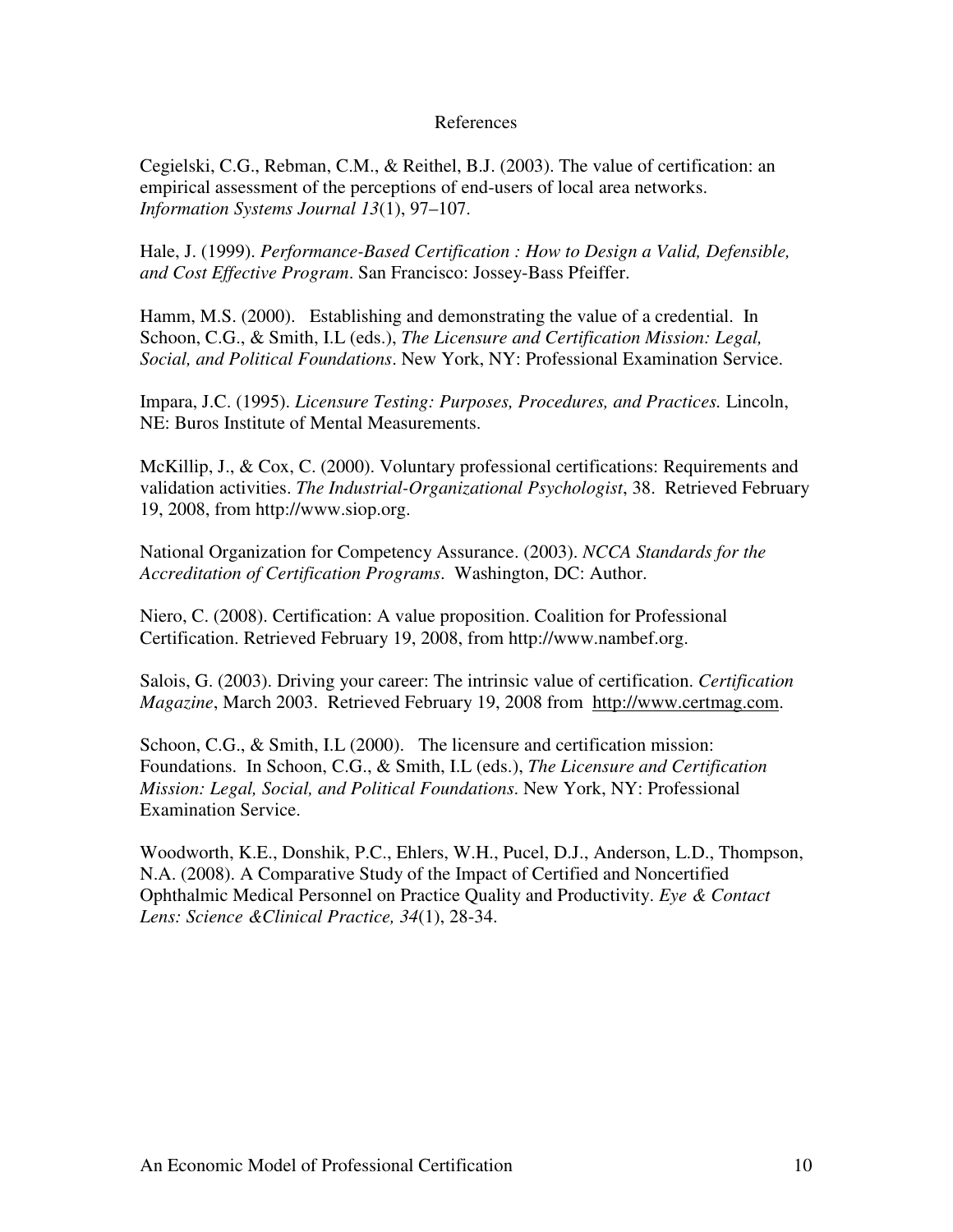# References

Cegielski, C.G., Rebman, C.M., & Reithel, B.J. (2003). The value of certification: an empirical assessment of the perceptions of end-users of local area networks. *Information Systems Journal 13*(1), 97–107.

Hale, J. (1999). *Performance-Based Certification : How to Design a Valid, Defensible, and Cost Effective Program*. San Francisco: Jossey-Bass Pfeiffer.

Hamm, M.S. (2000). Establishing and demonstrating the value of a credential. In Schoon, C.G., & Smith, I.L (eds.), *The Licensure and Certification Mission: Legal, Social, and Political Foundations*. New York, NY: Professional Examination Service.

Impara, J.C. (1995). *Licensure Testing: Purposes, Procedures, and Practices.* Lincoln, NE: Buros Institute of Mental Measurements.

McKillip, J., & Cox, C. (2000). Voluntary professional certifications: Requirements and validation activities. *The Industrial-Organizational Psychologist*, 38. Retrieved February 19, 2008, from http://www.siop.org.

National Organization for Competency Assurance. (2003). *NCCA Standards for the Accreditation of Certification Programs*. Washington, DC: Author.

Niero, C. (2008). Certification: A value proposition. Coalition for Professional Certification. Retrieved February 19, 2008, from http://www.nambef.org.

Salois, G. (2003). Driving your career: The intrinsic value of certification. *Certification Magazine*, March 2003. Retrieved February 19, 2008 from http://www.certmag.com.

Schoon, C.G., & Smith, I.L (2000). The licensure and certification mission: Foundations. In Schoon, C.G., & Smith, I.L (eds.), *The Licensure and Certification Mission: Legal, Social, and Political Foundations*. New York, NY: Professional Examination Service.

Woodworth, K.E., Donshik, P.C., Ehlers, W.H., Pucel, D.J., Anderson, L.D., Thompson, N.A. (2008). A Comparative Study of the Impact of Certified and Noncertified Ophthalmic Medical Personnel on Practice Quality and Productivity. *Eye & Contact Lens: Science &Clinical Practice, 34*(1), 28-34.